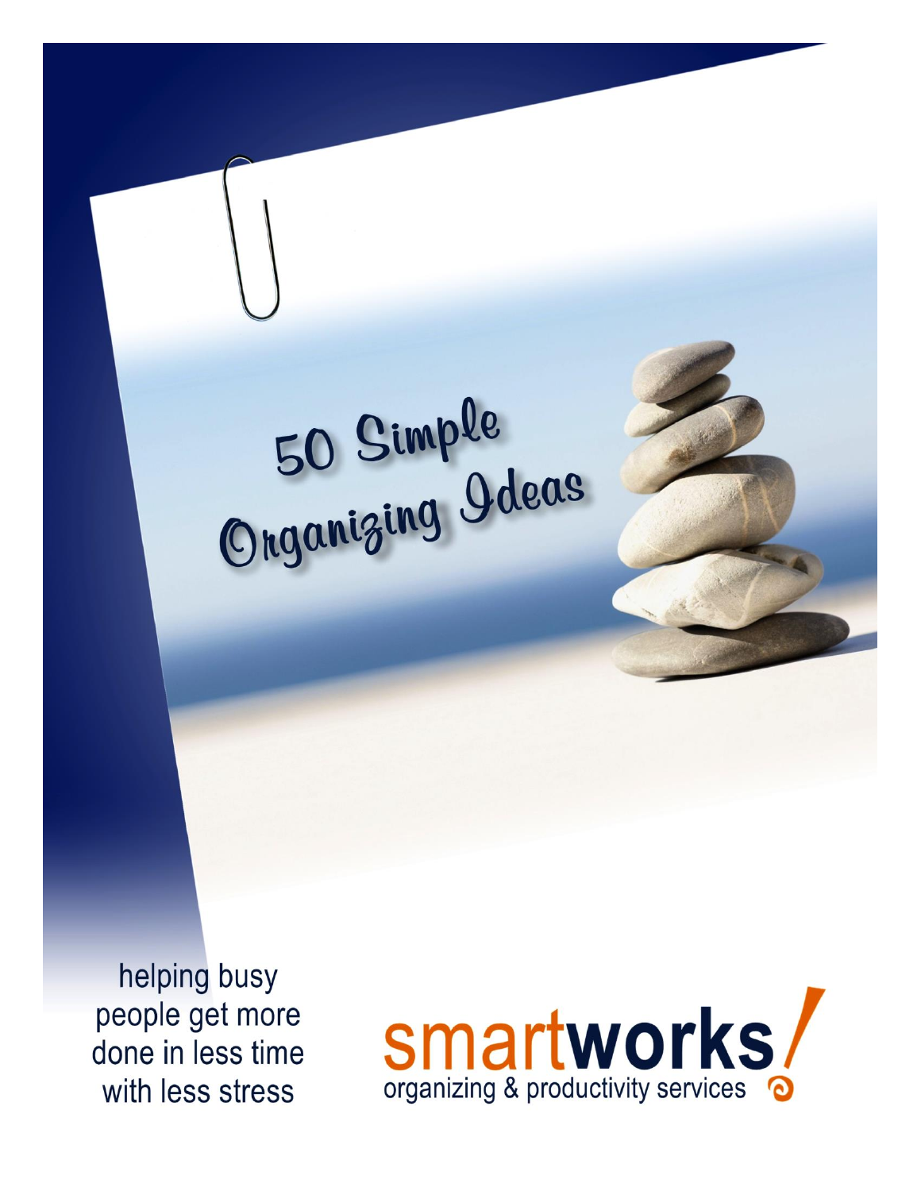# 50 Simple Organizing Ideas

helping busy people get more done in less time with less stress

**smartworks!**
organizing & productivity services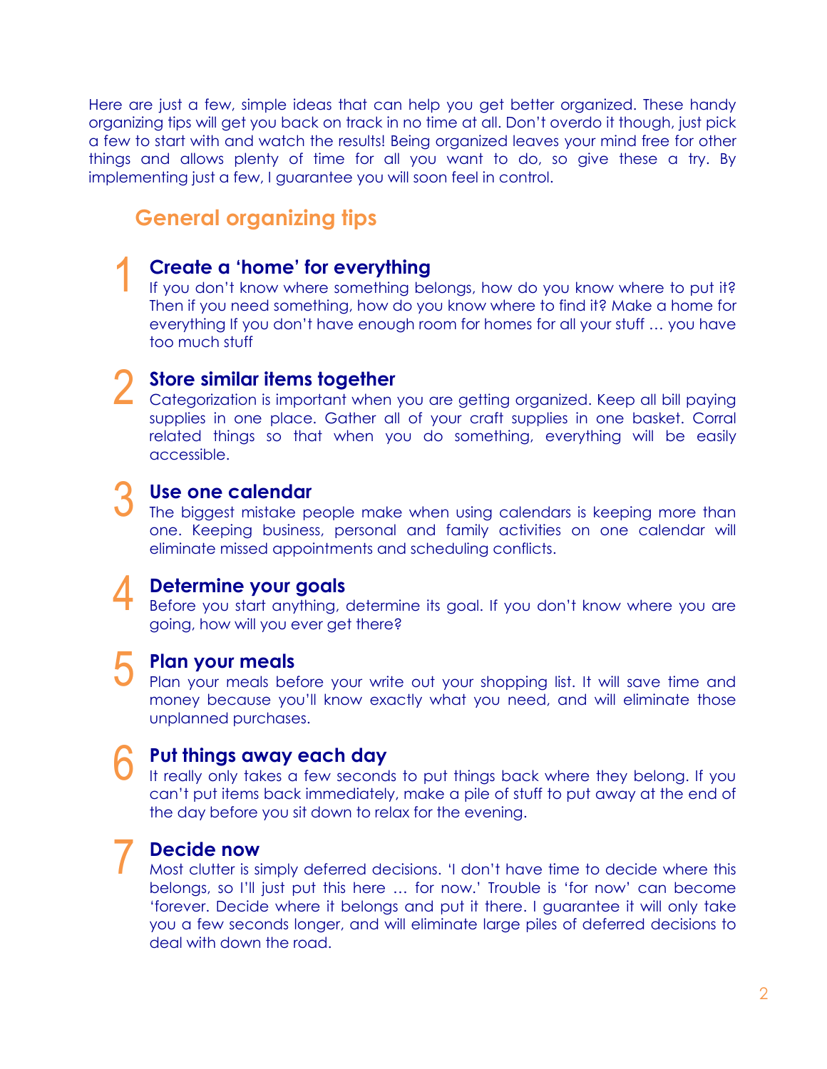Here are just a few, simple ideas that can help you get better organized. These handy organizing tips will get you back on track in no time at all. Don't overdo it though, just pick a few to start with and watch the results! Being organized leaves your mind free for other things and allows plenty of time for all you want to do, so give these a try. By implementing just a few, I guarantee you will soon feel in control.

## General organizing tips

### 1 Create a 'home' for everything

If you don't know where something belongs, how do you know where to put it? Then if you need something, how do you know where to find it? Make a home for everything If you don't have enough room for homes for all your stuff … you have too much stuff

### 2 Store similar items together

Categorization is important when you are getting organized. Keep all bill paying supplies in one place. Gather all of your craft supplies in one basket. Corral related things so that when you do something, everything will be easily accessible.

### 3 Use one calendar

The biggest mistake people make when using calendars is keeping more than one. Keeping business, personal and family activities on one calendar will eliminate missed appointments and scheduling conflicts.

### 4 Determine your goals

Before you start anything, determine its goal. If you don't know where you are going, how will you ever get there?

### 5 Plan your meals

Plan your meals before your write out your shopping list. It will save time and money because you'll know exactly what you need, and will eliminate those unplanned purchases.

### 6 Put things away each day

It really only takes a few seconds to put things back where they belong. If you can't put items back immediately, make a pile of stuff to put away at the end of the day before you sit down to relax for the evening.

### 7 Decide now

Most clutter is simply deferred decisions. 'I don't have time to decide where this belongs, so I'll just put this here … for now.' Trouble is 'for now' can become 'forever. Decide where it belongs and put it there. I guarantee it will only take you a few seconds longer, and will eliminate large piles of deferred decisions to deal with down the road.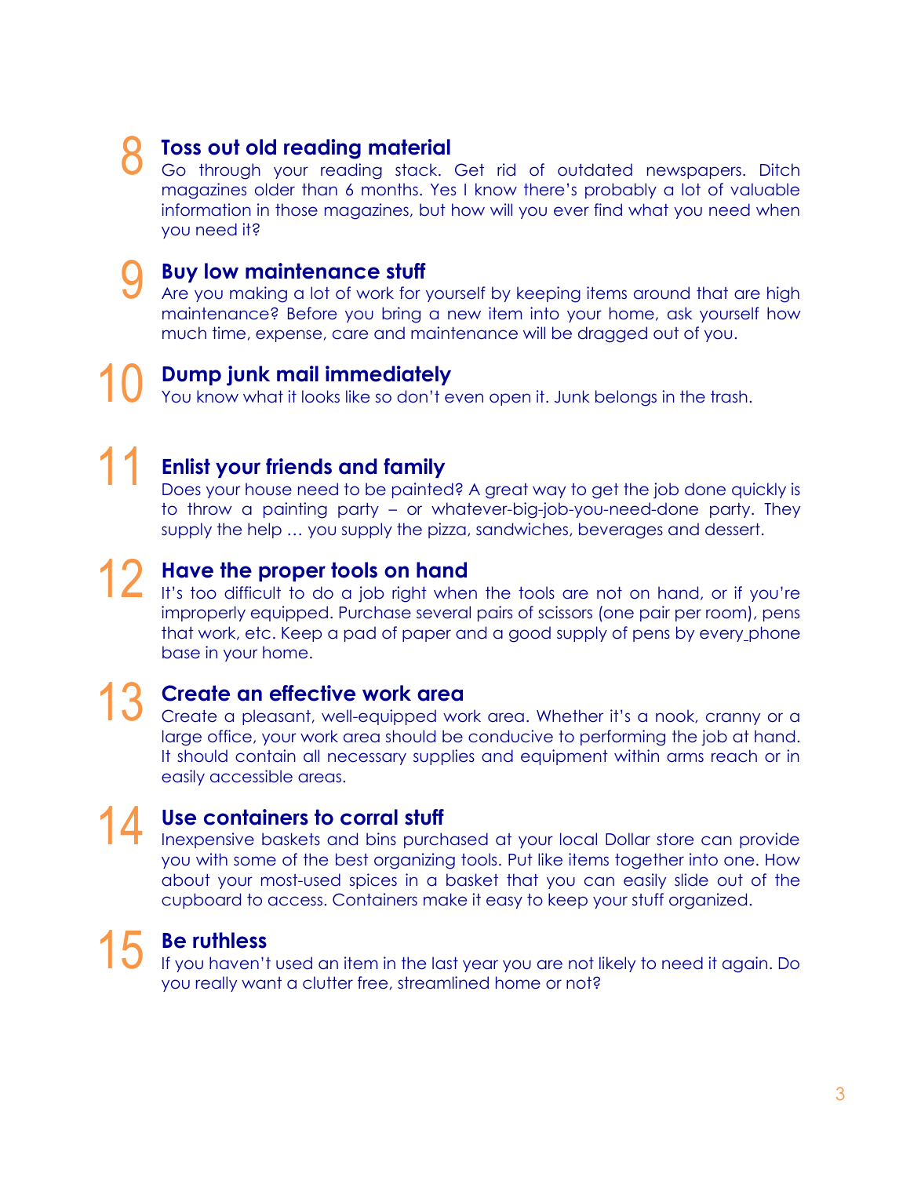## 8 Toss out old reading material

Go through your reading stack. Get rid of outdated newspapers. Ditch magazines older than 6 months. Yes I know there's probably a lot of valuable information in those magazines, but how will you ever find what you need when you need it?

## 9 Buy low maintenance stuff

Are you making a lot of work for yourself by keeping items around that are high maintenance? Before you bring a new item into your home, ask yourself how much time, expense, care and maintenance will be dragged out of you.

## 10 Dump junk mail immediately

You know what it looks like so don't even open it. Junk belongs in the trash.

## 11 Enlist your friends and family

Does your house need to be painted? A great way to get the job done quickly is to throw a painting party – or whatever-big-job-you-need-done party. They supply the help … you supply the pizza, sandwiches, beverages and dessert.

## 12 Have the proper tools on hand

It's too difficult to do a job right when the tools are not on hand, or if you're improperly equipped. Purchase several pairs of scissors (one pair per room), pens that work, etc. Keep a pad of paper and a good supply of pens by every phone base in your home.

## 13 Create an effective work area

Create a pleasant, well-equipped work area. Whether it's a nook, cranny or a large office, your work area should be conducive to performing the job at hand. It should contain all necessary supplies and equipment within arms reach or in easily accessible areas.

## 14 Use containers to corral stuff

Inexpensive baskets and bins purchased at your local Dollar store can provide you with some of the best organizing tools. Put like items together into one. How about your most-used spices in a basket that you can easily slide out of the cupboard to access. Containers make it easy to keep your stuff organized.

## 15 Be ruthless

If you haven't used an item in the last year you are not likely to need it again. Do you really want a clutter free, streamlined home or not?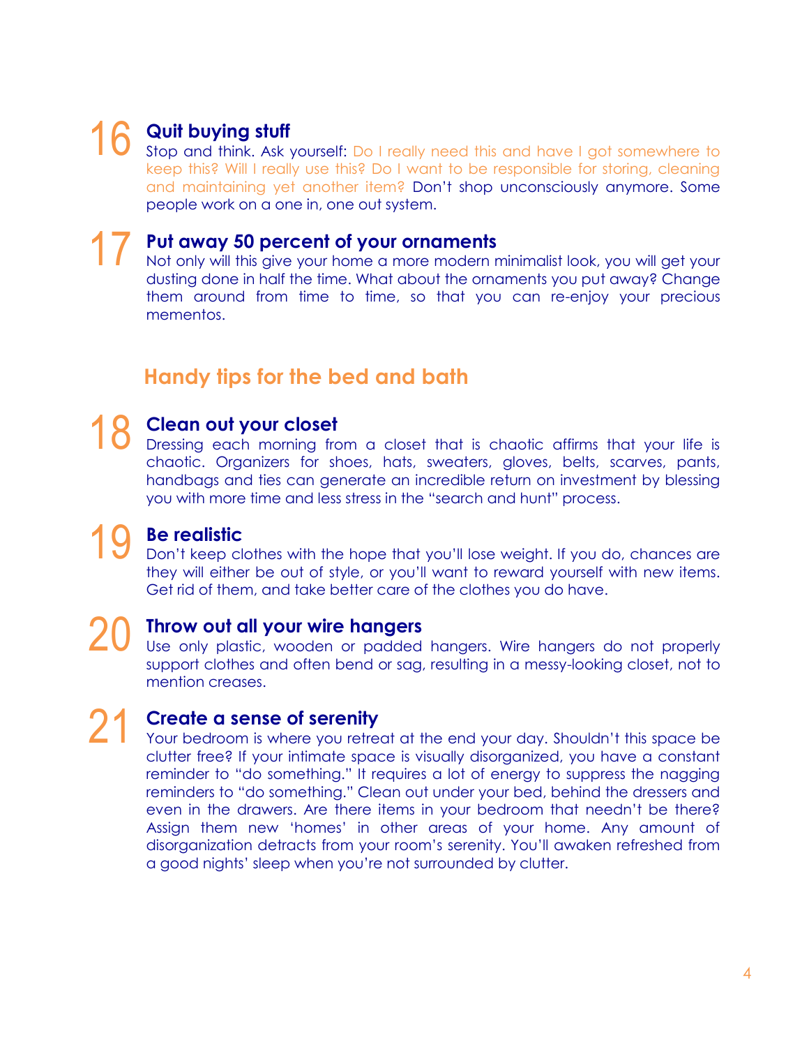## 16 Quit buying stuff

Stop and think. Ask yourself: Do I really need this and have I got somewhere to keep this? Will I really use this? Do I want to be responsible for storing, cleaning and maintaining yet another item? Don't shop unconsciously anymore. Some people work on a one in, one out system.

## 17 Put away 50 percent of your ornaments

Not only will this give your home a more modern minimalist look, you will get your dusting done in half the time. What about the ornaments you put away? Change them around from time to time, so that you can re-enjoy your precious mementos.

# Handy tips for the bed and bath

## 18 Clean out your closet

Dressing each morning from a closet that is chaotic affirms that your life is chaotic. Organizers for shoes, hats, sweaters, gloves, belts, scarves, pants, handbags and ties can generate an incredible return on investment by blessing you with more time and less stress in the "search and hunt" process.

## 19 Be realistic

Don't keep clothes with the hope that you'll lose weight. If you do, chances are they will either be out of style, or you'll want to reward yourself with new items. Get rid of them, and take better care of the clothes you do have.

## 20 Throw out all your wire hangers

Use only plastic, wooden or padded hangers. Wire hangers do not properly support clothes and often bend or sag, resulting in a messy-looking closet, not to mention creases.

## 21 Create a sense of serenity

Your bedroom is where you retreat at the end your day. Shouldn't this space be clutter free? If your intimate space is visually disorganized, you have a constant reminder to "do something." It requires a lot of energy to suppress the nagging reminders to "do something." Clean out under your bed, behind the dressers and even in the drawers. Are there items in your bedroom that needn't be there? Assign them new 'homes' in other areas of your home. Any amount of disorganization detracts from your room's serenity. You'll awaken refreshed from a good nights' sleep when you're not surrounded by clutter.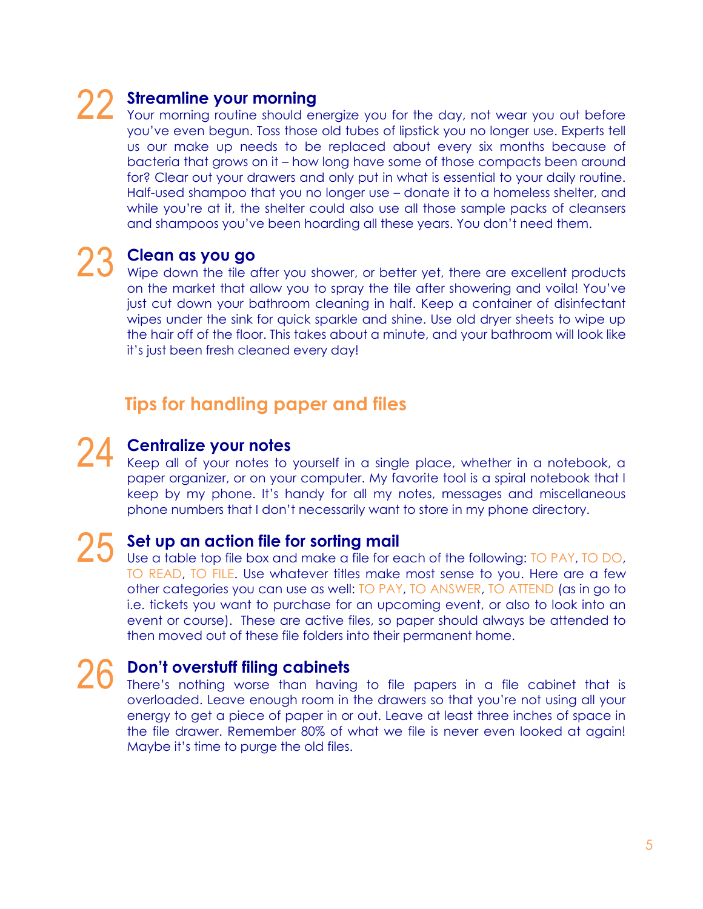### 22 Streamline your morning

Your morning routine should energize you for the day, not wear you out before you've even begun. Toss those old tubes of lipstick you no longer use. Experts tell us our make up needs to be replaced about every six months because of bacteria that grows on it – how long have some of those compacts been around for? Clear out your drawers and only put in what is essential to your daily routine. Half-used shampoo that you no longer use – donate it to a homeless shelter, and while you're at it, the shelter could also use all those sample packs of cleansers and shampoos you've been hoarding all these years. You don't need them.

### 23 Clean as you go

Wipe down the tile after you shower, or better yet, there are excellent products on the market that allow you to spray the tile after showering and voila! You've just cut down your bathroom cleaning in half. Keep a container of disinfectant wipes under the sink for quick sparkle and shine. Use old dryer sheets to wipe up the hair off of the floor. This takes about a minute, and your bathroom will look like it's just been fresh cleaned every day!

## Tips for handling paper and files

### 24 Centralize your notes

Keep all of your notes to yourself in a single place, whether in a notebook, a paper organizer, or on your computer. My favorite tool is a spiral notebook that I keep by my phone. It's handy for all my notes, messages and miscellaneous phone numbers that I don't necessarily want to store in my phone directory.

### 25 Set up an action file for sorting mail

Use a table top file box and make a file for each of the following: TO PAY, TO DO, TO READ, TO FILE. Use whatever titles make most sense to you. Here are a few other categories you can use as well: TO PAY, TO ANSWER, TO ATTEND (as in go to i.e. tickets you want to purchase for an upcoming event, or also to look into an event or course). These are active files, so paper should always be attended to then moved out of these file folders into their permanent home.

### 26 Don't overstuff filing cabinets

There's nothing worse than having to file papers in a file cabinet that is overloaded. Leave enough room in the drawers so that you're not using all your energy to get a piece of paper in or out. Leave at least three inches of space in the file drawer. Remember 80% of what we file is never even looked at again! Maybe it's time to purge the old files.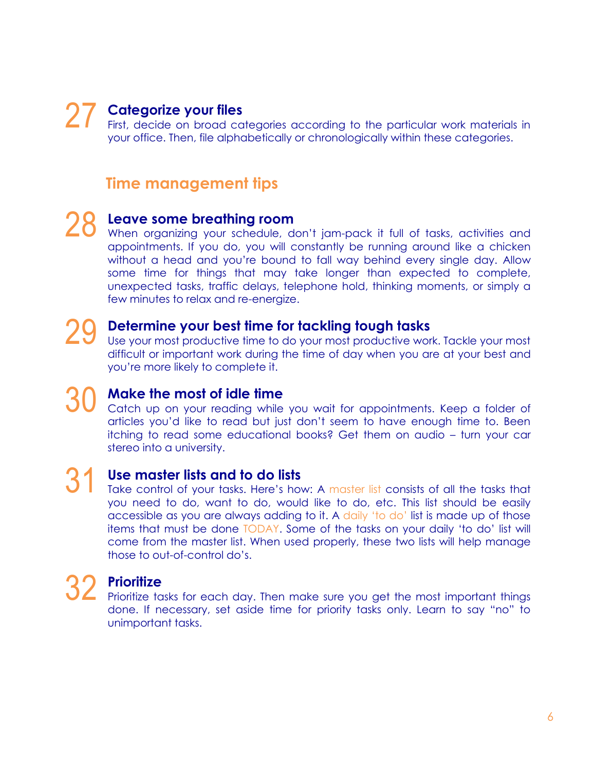### 27 Categorize your files

First, decide on broad categories according to the particular work materials in your office. Then, file alphabetically or chronologically within these categories.

## Time management tips

### 28 Leave some breathing room

When organizing your schedule, don't jam-pack it full of tasks, activities and appointments. If you do, you will constantly be running around like a chicken without a head and you're bound to fall way behind every single day. Allow some time for things that may take longer than expected to complete, unexpected tasks, traffic delays, telephone hold, thinking moments, or simply a few minutes to relax and re-energize.

### 29 Determine your best time for tackling tough tasks

Use your most productive time to do your most productive work. Tackle your most difficult or important work during the time of day when you are at your best and you're more likely to complete it.

### 30 Make the most of idle time

Catch up on your reading while you wait for appointments. Keep a folder of articles you'd like to read but just don't seem to have enough time to. Been itching to read some educational books? Get them on audio – turn your car stereo into a university.

### 31 Use master lists and to do lists

Take control of your tasks. Here's how: A master list consists of all the tasks that you need to do, want to do, would like to do, etc. This list should be easily accessible as you are always adding to it. A daily 'to do' list is made up of those items that must be done TODAY. Some of the tasks on your daily 'to do' list will come from the master list. When used properly, these two lists will help manage those to out-of-control do's.

### 32 Prioritize

Prioritize tasks for each day. Then make sure you get the most important things done. If necessary, set aside time for priority tasks only. Learn to say "no" to unimportant tasks.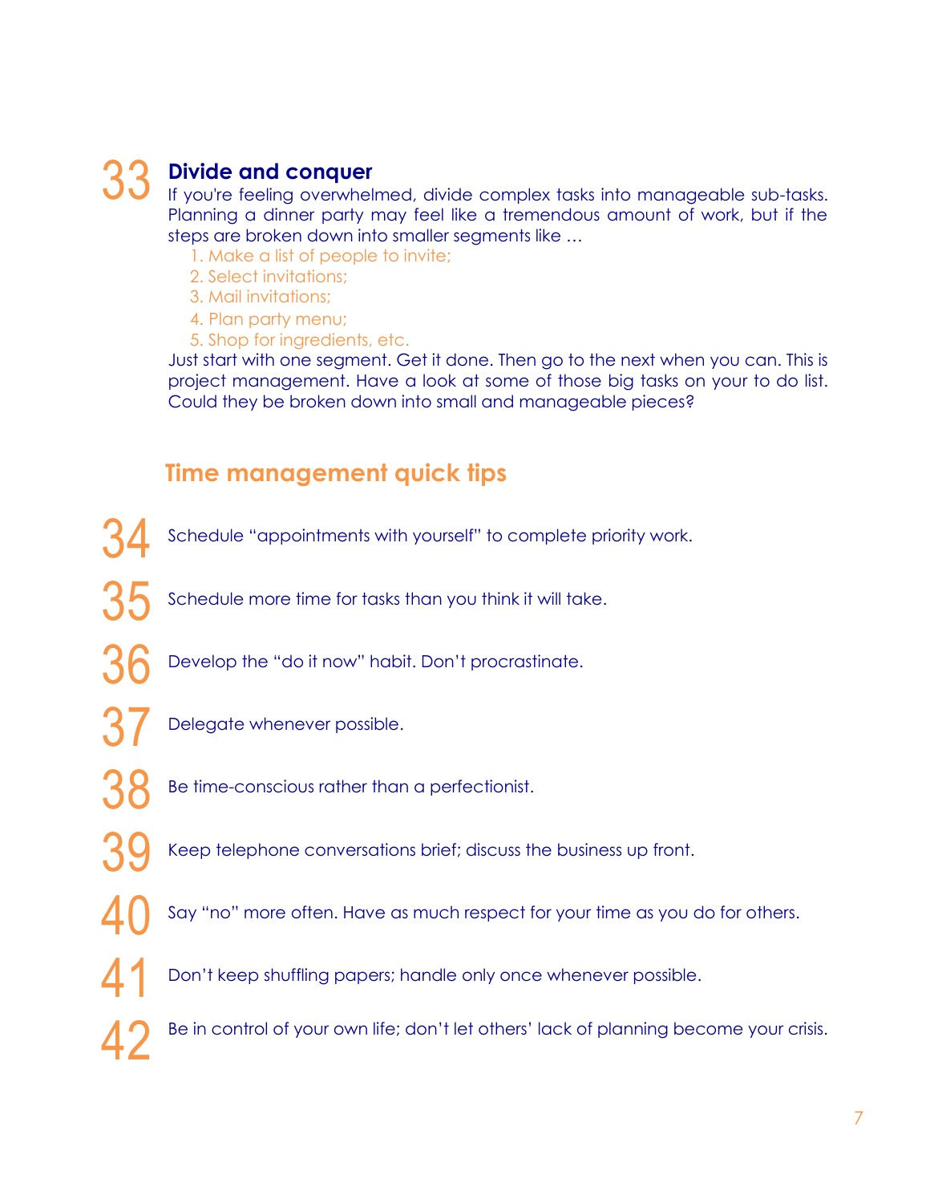33 **Divide and conquer**

If you're feeling overwhelmed, divide complex tasks into manageable sub-tasks. Planning a dinner party may feel like a tremendous amount of work, but if the steps are broken down into smaller segments like …

1. Make a list of people to invite;
2. Select invitations;
3. Mail invitations;
4. Plan party menu;
5. Shop for ingredients, etc.

Just start with one segment. Get it done. Then go to the next when you can. This is project management. Have a look at some of those big tasks on your to do list. Could they be broken down into small and manageable pieces?

## Time management quick tips

34 Schedule "appointments with yourself" to complete priority work.

35 Schedule more time for tasks than you think it will take.

36 Develop the "do it now" habit. Don't procrastinate.

37 Delegate whenever possible.

38 Be time-conscious rather than a perfectionist.

39 Keep telephone conversations brief; discuss the business up front.

40 Say "no" more often. Have as much respect for your time as you do for others.

41 Don't keep shuffling papers; handle only once whenever possible.

42 Be in control of your own life; don't let others' lack of planning become your crisis.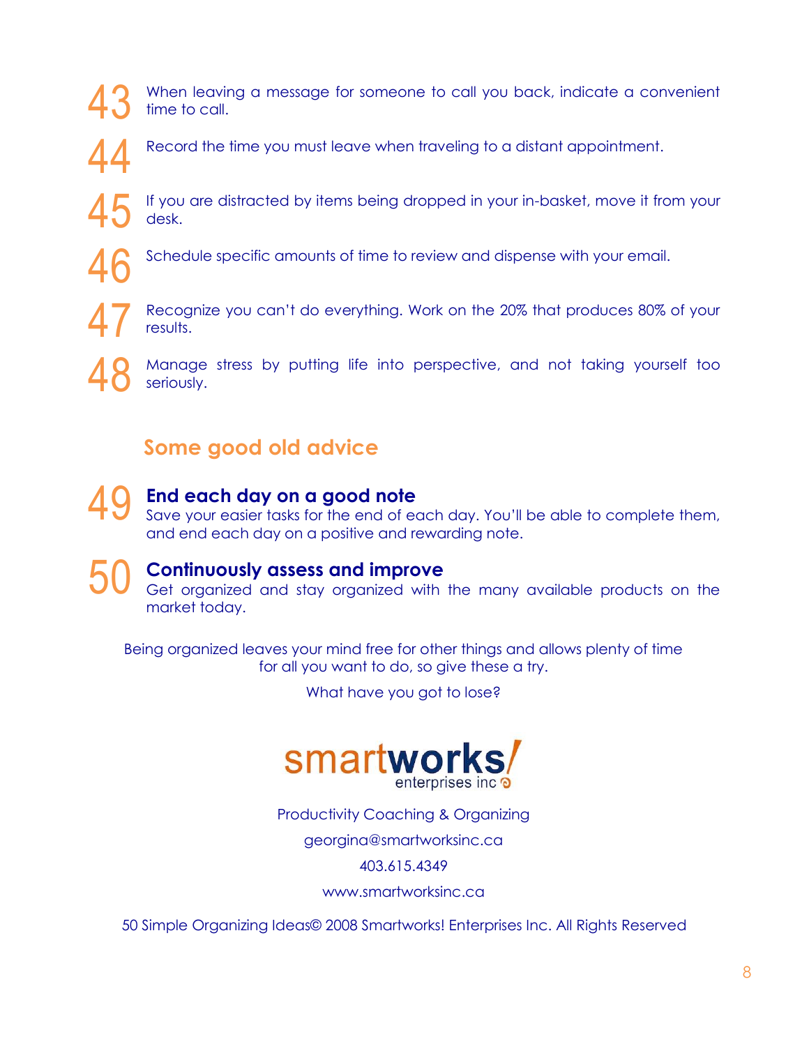43 When leaving a message for someone to call you back, indicate a convenient time to call.

44 Record the time you must leave when traveling to a distant appointment.

45 If you are distracted by items being dropped in your in-basket, move it from your desk.

46 Schedule specific amounts of time to review and dispense with your email.

47 Recognize you can't do everything. Work on the 20% that produces 80% of your results.

48 Manage stress by putting life into perspective, and not taking yourself too seriously.

## Some good old advice

49 **End each day on a good note**
Save your easier tasks for the end of each day. You'll be able to complete them, and end each day on a positive and rewarding note.

50 **Continuously assess and improve**
Get organized and stay organized with the many available products on the market today.

Being organized leaves your mind free for other things and allows plenty of time for all you want to do, so give these a try.

What have you got to lose?

smartworks enterprises inc

Productivity Coaching & Organizing

georgina@smartworksinc.ca

403.615.4349

www.smartworksinc.ca

50 Simple Organizing Ideas© 2008 Smartworks! Enterprises Inc. All Rights Reserved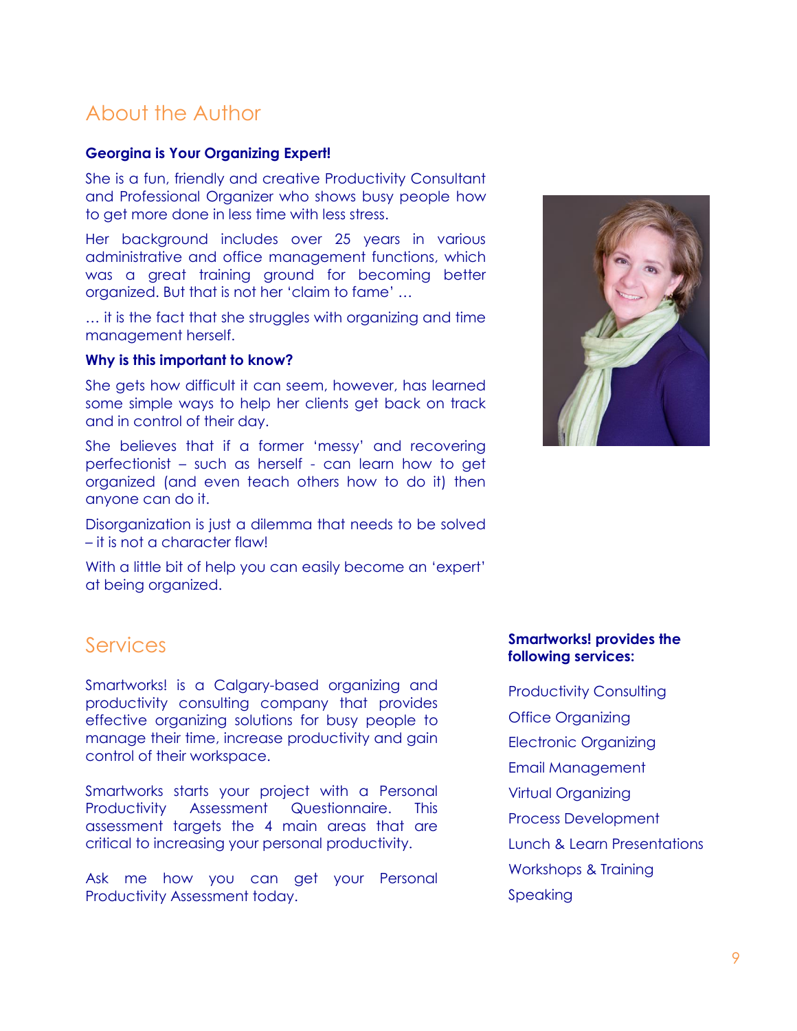## About the Author

**Georgina is Your Organizing Expert!**

She is a fun, friendly and creative Productivity Consultant and Professional Organizer who shows busy people how to get more done in less time with less stress.

Her background includes over 25 years in various administrative and office management functions, which was a great training ground for becoming better organized. But that is not her 'claim to fame' …

… it is the fact that she struggles with organizing and time management herself.

**Why is this important to know?**

She gets how difficult it can seem, however, has learned some simple ways to help her clients get back on track and in control of their day.

She believes that if a former 'messy' and recovering perfectionist – such as herself - can learn how to get organized (and even teach others how to do it) then anyone can do it.

Disorganization is just a dilemma that needs to be solved – it is not a character flaw!

With a little bit of help you can easily become an 'expert' at being organized.

## Services

Smartworks! is a Calgary-based organizing and productivity consulting company that provides effective organizing solutions for busy people to manage their time, increase productivity and gain control of their workspace.

Smartworks starts your project with a Personal Productivity Assessment Questionnaire. This assessment targets the 4 main areas that are critical to increasing your personal productivity.

Ask me how you can get your Personal Productivity Assessment today.

**Smartworks! provides the following services:**

- Productivity Consulting
- Office Organizing
- Electronic Organizing
- Email Management
- Virtual Organizing
- Process Development
- Lunch & Learn Presentations
- Workshops & Training
- Speaking